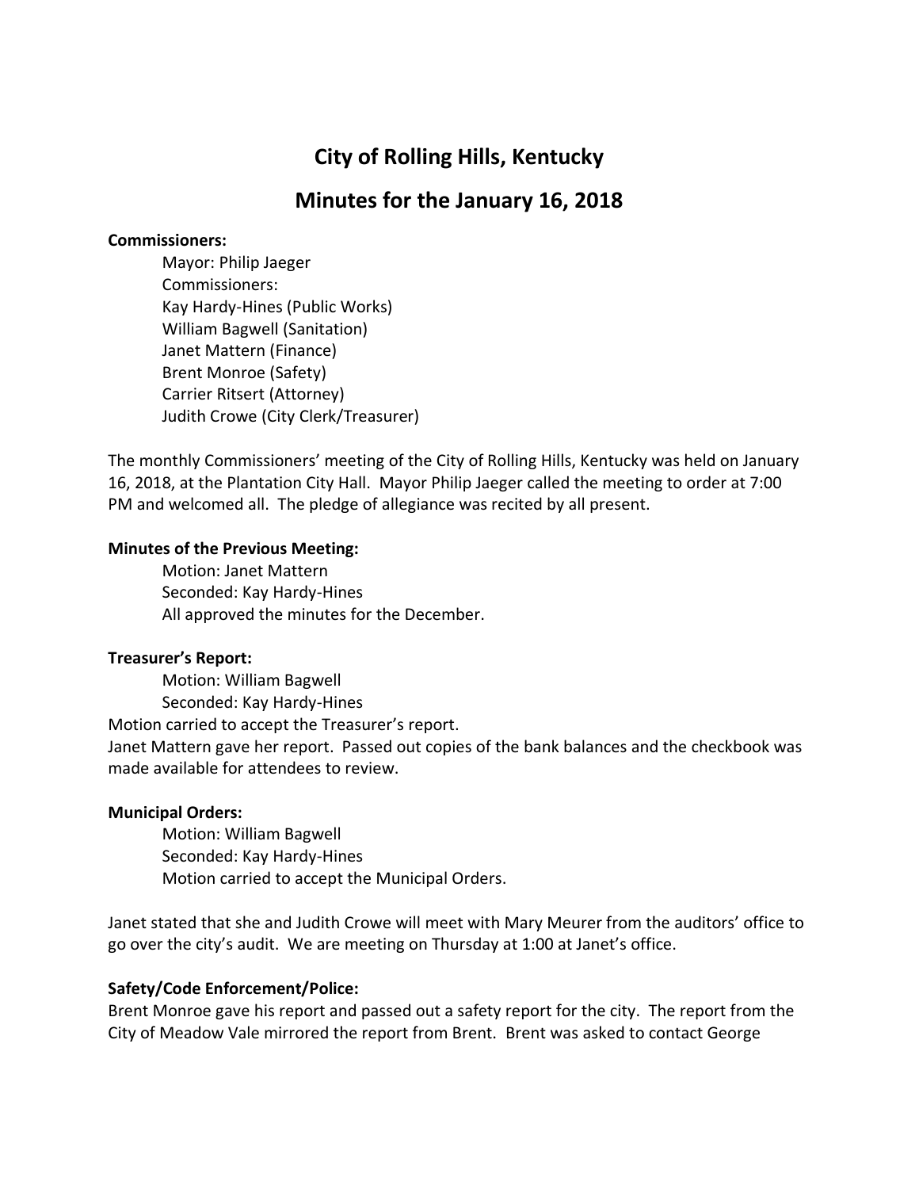# City of Rolling Hills, Kentucky

## Minutes for the January 16, 2018

**Commissioners:**

Mayor: Philip Jaeger
Commissioners:
Kay Hardy-Hines (Public Works)
William Bagwell (Sanitation)
Janet Mattern (Finance)
Brent Monroe (Safety)
Carrier Ritsert (Attorney)
Judith Crowe (City Clerk/Treasurer)

The monthly Commissioners' meeting of the City of Rolling Hills, Kentucky was held on January 16, 2018, at the Plantation City Hall. Mayor Philip Jaeger called the meeting to order at 7:00 PM and welcomed all. The pledge of allegiance was recited by all present.

**Minutes of the Previous Meeting:**

Motion: Janet Mattern
Seconded: Kay Hardy-Hines
All approved the minutes for the December.

**Treasurer's Report:**

Motion: William Bagwell
Seconded: Kay Hardy-Hines

Motion carried to accept the Treasurer's report.
Janet Mattern gave her report. Passed out copies of the bank balances and the checkbook was made available for attendees to review.

**Municipal Orders:**

Motion: William Bagwell
Seconded: Kay Hardy-Hines
Motion carried to accept the Municipal Orders.

Janet stated that she and Judith Crowe will meet with Mary Meurer from the auditors' office to go over the city's audit. We are meeting on Thursday at 1:00 at Janet's office.

**Safety/Code Enforcement/Police:**

Brent Monroe gave his report and passed out a safety report for the city. The report from the City of Meadow Vale mirrored the report from Brent. Brent was asked to contact George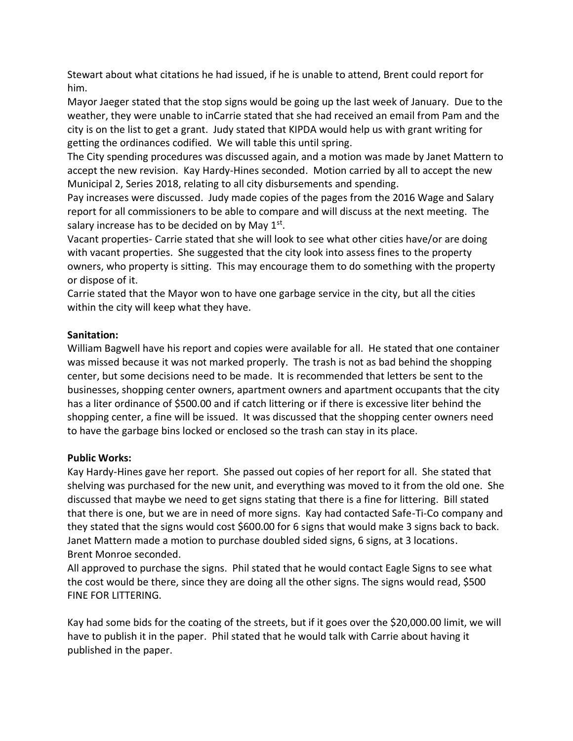Stewart about what citations he had issued, if he is unable to attend, Brent could report for him.

Mayor Jaeger stated that the stop signs would be going up the last week of January. Due to the weather, they were unable to inCarrie stated that she had received an email from Pam and the city is on the list to get a grant. Judy stated that KIPDA would help us with grant writing for getting the ordinances codified. We will table this until spring.

The City spending procedures was discussed again, and a motion was made by Janet Mattern to accept the new revision. Kay Hardy-Hines seconded. Motion carried by all to accept the new Municipal 2, Series 2018, relating to all city disbursements and spending.

Pay increases were discussed. Judy made copies of the pages from the 2016 Wage and Salary report for all commissioners to be able to compare and will discuss at the next meeting. The salary increase has to be decided on by May 1st.

Vacant properties- Carrie stated that she will look to see what other cities have/or are doing with vacant properties. She suggested that the city look into assess fines to the property owners, who property is sitting. This may encourage them to do something with the property or dispose of it.

Carrie stated that the Mayor won to have one garbage service in the city, but all the cities within the city will keep what they have.

**Sanitation:**

William Bagwell have his report and copies were available for all. He stated that one container was missed because it was not marked properly. The trash is not as bad behind the shopping center, but some decisions need to be made. It is recommended that letters be sent to the businesses, shopping center owners, apartment owners and apartment occupants that the city has a liter ordinance of $500.00 and if catch littering or if there is excessive liter behind the shopping center, a fine will be issued. It was discussed that the shopping center owners need to have the garbage bins locked or enclosed so the trash can stay in its place.

**Public Works:**

Kay Hardy-Hines gave her report. She passed out copies of her report for all. She stated that shelving was purchased for the new unit, and everything was moved to it from the old one. She discussed that maybe we need to get signs stating that there is a fine for littering. Bill stated that there is one, but we are in need of more signs. Kay had contacted Safe-Ti-Co company and they stated that the signs would cost $600.00 for 6 signs that would make 3 signs back to back. Janet Mattern made a motion to purchase doubled sided signs, 6 signs, at 3 locations.
Brent Monroe seconded.

All approved to purchase the signs. Phil stated that he would contact Eagle Signs to see what the cost would be there, since they are doing all the other signs. The signs would read, $500 FINE FOR LITTERING.

Kay had some bids for the coating of the streets, but if it goes over the $20,000.00 limit, we will have to publish it in the paper. Phil stated that he would talk with Carrie about having it published in the paper.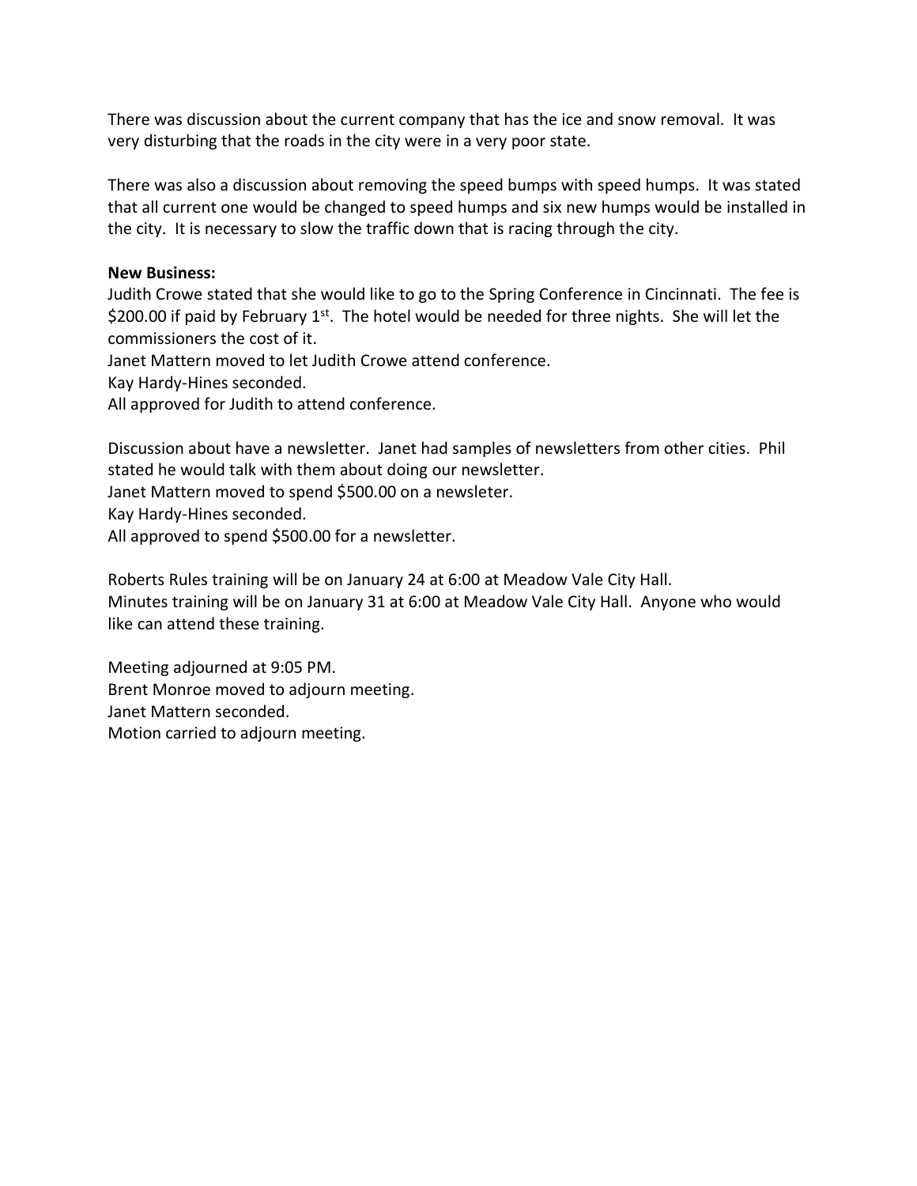There was discussion about the current company that has the ice and snow removal. It was very disturbing that the roads in the city were in a very poor state.

There was also a discussion about removing the speed bumps with speed humps. It was stated that all current one would be changed to speed humps and six new humps would be installed in the city. It is necessary to slow the traffic down that is racing through the city.

**New Business:**

Judith Crowe stated that she would like to go to the Spring Conference in Cincinnati. The fee is $200.00 if paid by February 1st. The hotel would be needed for three nights. She will let the commissioners the cost of it.
Janet Mattern moved to let Judith Crowe attend conference.
Kay Hardy-Hines seconded.
All approved for Judith to attend conference.

Discussion about have a newsletter. Janet had samples of newsletters from other cities. Phil stated he would talk with them about doing our newsletter.
Janet Mattern moved to spend $500.00 on a newsleter.
Kay Hardy-Hines seconded.
All approved to spend $500.00 for a newsletter.

Roberts Rules training will be on January 24 at 6:00 at Meadow Vale City Hall.
Minutes training will be on January 31 at 6:00 at Meadow Vale City Hall. Anyone who would like can attend these training.

Meeting adjourned at 9:05 PM.
Brent Monroe moved to adjourn meeting.
Janet Mattern seconded.
Motion carried to adjourn meeting.